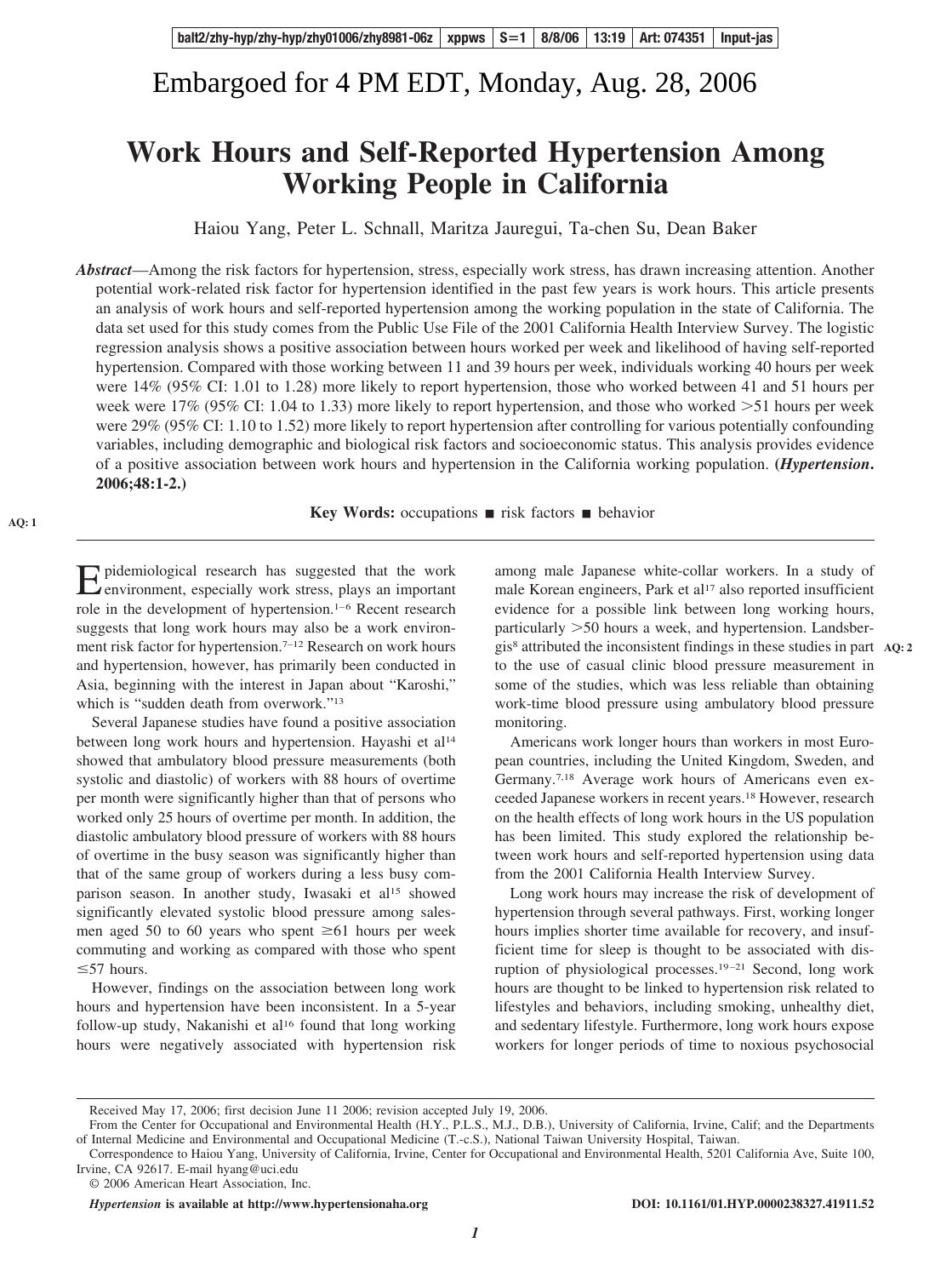Embargoed for 4 PM EDT, Monday, Aug. 28, 2006

# Work Hours and Self-Reported Hypertension Among Working People in California

Haiou Yang, Peter L. Schnall, Maritza Jauregui, Ta-chen Su, Dean Baker

***Abstract***—Among the risk factors for hypertension, stress, especially work stress, has drawn increasing attention. Another potential work-related risk factor for hypertension identified in the past few years is work hours. This article presents an analysis of work hours and self-reported hypertension among the working population in the state of California. The data set used for this study comes from the Public Use File of the 2001 California Health Interview Survey. The logistic regression analysis shows a positive association between hours worked per week and likelihood of having self-reported hypertension. Compared with those working between 11 and 39 hours per week, individuals working 40 hours per week were 14% (95% CI: 1.01 to 1.28) more likely to report hypertension, those who worked between 41 and 51 hours per week were 17% (95% CI: 1.04 to 1.33) more likely to report hypertension, and those who worked >51 hours per week were 29% (95% CI: 1.10 to 1.52) more likely to report hypertension after controlling for various potentially confounding variables, including demographic and biological risk factors and socioeconomic status. This analysis provides evidence of a positive association between work hours and hypertension in the California working population. (***Hypertension*****. 2006;48:1-2.**)

AQ: 1

**Key Words:** occupations ■ risk factors ■ behavior

Epidemiological research has suggested that the work environment, especially work stress, plays an important role in the development of hypertension.[1–6] Recent research suggests that long work hours may also be a work environment risk factor for hypertension.[7–12] Research on work hours and hypertension, however, has primarily been conducted in Asia, beginning with the interest in Japan about "Karoshi," which is "sudden death from overwork."[13]

Several Japanese studies have found a positive association between long work hours and hypertension. Hayashi et al[14] showed that ambulatory blood pressure measurements (both systolic and diastolic) of workers with 88 hours of overtime per month were significantly higher than that of persons who worked only 25 hours of overtime per month. In addition, the diastolic ambulatory blood pressure of workers with 88 hours of overtime in the busy season was significantly higher than that of the same group of workers during a less busy comparison season. In another study, Iwasaki et al[15] showed significantly elevated systolic blood pressure among salesmen aged 50 to 60 years who spent ≥61 hours per week commuting and working as compared with those who spent ≤57 hours.

However, findings on the association between long work hours and hypertension have been inconsistent. In a 5-year follow-up study, Nakanishi et al[16] found that long working hours were negatively associated with hypertension risk among male Japanese white-collar workers. In a study of male Korean engineers, Park et al[17] also reported insufficient evidence for a possible link between long working hours, particularly >50 hours a week, and hypertension. Landsbergis[8] attributed the inconsistent findings in these studies in part to the use of casual clinic blood pressure measurement in some of the studies, which was less reliable than obtaining work-time blood pressure using ambulatory blood pressure monitoring. AQ: 2

Americans work longer hours than workers in most European countries, including the United Kingdom, Sweden, and Germany.[7,18] Average work hours of Americans even exceeded Japanese workers in recent years.[18] However, research on the health effects of long work hours in the US population has been limited. This study explored the relationship between work hours and self-reported hypertension using data from the 2001 California Health Interview Survey.

Long work hours may increase the risk of development of hypertension through several pathways. First, working longer hours implies shorter time available for recovery, and insufficient time for sleep is thought to be associated with disruption of physiological processes.[19–21] Second, long work hours are thought to be linked to hypertension risk related to lifestyles and behaviors, including smoking, unhealthy diet, and sedentary lifestyle. Furthermore, long work hours expose workers for longer periods of time to noxious psychosocial

---

Received May 17, 2006; first decision June 11 2006; revision accepted July 19, 2006.

From the Center for Occupational and Environmental Health (H.Y., P.L.S., M.J., D.B.), University of California, Irvine, Calif; and the Departments of Internal Medicine and Environmental and Occupational Medicine (T.-c.S.), National Taiwan University Hospital, Taiwan.

Correspondence to Haiou Yang, University of California, Irvine, Center for Occupational and Environmental Health, 5201 California Ave, Suite 100, Irvine, CA 92617. E-mail hyang@uci.edu

© 2006 American Heart Association, Inc.

*Hypertension* **is available at http://www.hypertensionaha.org** **DOI: 10.1161/01.HYP.0000238327.41911.52**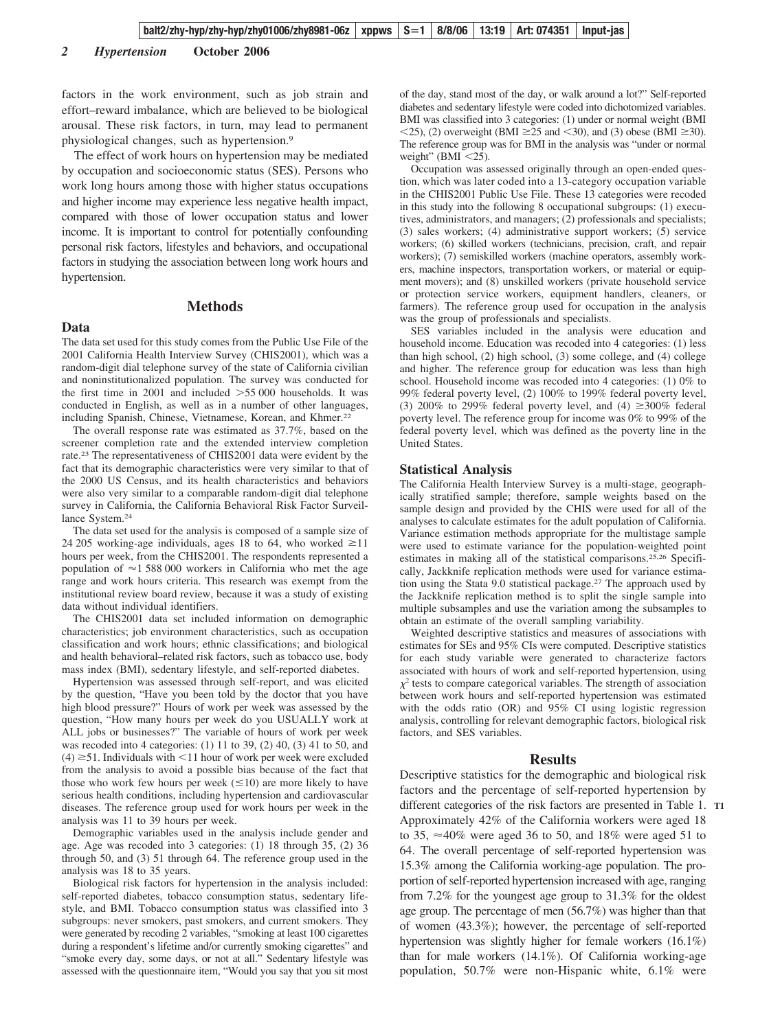factors in the work environment, such as job strain and effort–reward imbalance, which are believed to be biological arousal. These risk factors, in turn, may lead to permanent physiological changes, such as hypertension.[9]

The effect of work hours on hypertension may be mediated by occupation and socioeconomic status (SES). Persons who work long hours among those with higher status occupations and higher income may experience less negative health impact, compared with those of lower occupation status and lower income. It is important to control for potentially confounding personal risk factors, lifestyles and behaviors, and occupational factors in studying the association between long work hours and hypertension.

## Methods

### Data

The data set used for this study comes from the Public Use File of the 2001 California Health Interview Survey (CHIS2001), which was a random-digit dial telephone survey of the state of California civilian and noninstitutionalized population. The survey was conducted for the first time in 2001 and included >55 000 households. It was conducted in English, as well as in a number of other languages, including Spanish, Chinese, Vietnamese, Korean, and Khmer.[22]

The overall response rate was estimated as 37.7%, based on the screener completion rate and the extended interview completion rate.[23] The representativeness of CHIS2001 data were evident by the fact that its demographic characteristics were very similar to that of the 2000 US Census, and its health characteristics and behaviors were also very similar to a comparable random-digit dial telephone survey in California, the California Behavioral Risk Factor Surveillance System.[24]

The data set used for the analysis is composed of a sample size of 24 205 working-age individuals, ages 18 to 64, who worked ≥11 hours per week, from the CHIS2001. The respondents represented a population of ≈1 588 000 workers in California who met the age range and work hours criteria. This research was exempt from the institutional review board review, because it was a study of existing data without individual identifiers.

The CHIS2001 data set included information on demographic characteristics; job environment characteristics, such as occupation classification and work hours; ethnic classifications; and biological and health behavioral–related risk factors, such as tobacco use, body mass index (BMI), sedentary lifestyle, and self-reported diabetes.

Hypertension was assessed through self-report, and was elicited by the question, "Have you been told by the doctor that you have high blood pressure?" Hours of work per week was assessed by the question, "How many hours per week do you USUALLY work at ALL jobs or businesses?" The variable of hours of work per week was recoded into 4 categories: (1) 11 to 39, (2) 40, (3) 41 to 50, and (4) ≥51. Individuals with <11 hour of work per week were excluded from the analysis to avoid a possible bias because of the fact that those who work few hours per week (≤10) are more likely to have serious health conditions, including hypertension and cardiovascular diseases. The reference group used for work hours per week in the analysis was 11 to 39 hours per week.

Demographic variables used in the analysis include gender and age. Age was recoded into 3 categories: (1) 18 through 35, (2) 36 through 50, and (3) 51 through 64. The reference group used in the analysis was 18 to 35 years.

Biological risk factors for hypertension in the analysis included: self-reported diabetes, tobacco consumption status, sedentary lifestyle, and BMI. Tobacco consumption status was classified into 3 subgroups: never smokers, past smokers, and current smokers. They were generated by recoding 2 variables, "smoking at least 100 cigarettes during a respondent's lifetime and/or currently smoking cigarettes" and "smoke every day, some days, or not at all." Sedentary lifestyle was assessed with the questionnaire item, "Would you say that you sit most of the day, stand most of the day, or walk around a lot?" Self-reported diabetes and sedentary lifestyle were coded into dichotomized variables. BMI was classified into 3 categories: (1) under or normal weight (BMI <25), (2) overweight (BMI ≥25 and <30), and (3) obese (BMI ≥30). The reference group was for BMI in the analysis was "under or normal weight" (BMI <25).

Occupation was assessed originally through an open-ended question, which was later coded into a 13-category occupation variable in the CHIS2001 Public Use File. These 13 categories were recoded in this study into the following 8 occupational subgroups: (1) executives, administrators, and managers; (2) professionals and specialists; (3) sales workers; (4) administrative support workers; (5) service workers; (6) skilled workers (technicians, precision, craft, and repair workers); (7) semiskilled workers (machine operators, assembly workers, machine inspectors, transportation workers, or material or equipment movers); and (8) unskilled workers (private household service or protection service workers, equipment handlers, cleaners, or farmers). The reference group used for occupation in the analysis was the group of professionals and specialists.

SES variables included in the analysis were education and household income. Education was recoded into 4 categories: (1) less than high school, (2) high school, (3) some college, and (4) college and higher. The reference group for education was less than high school. Household income was recoded into 4 categories: (1) 0% to 99% federal poverty level, (2) 100% to 199% federal poverty level, (3) 200% to 299% federal poverty level, and (4) ≥300% federal poverty level. The reference group for income was 0% to 99% of the federal poverty level, which was defined as the poverty line in the United States.

### Statistical Analysis

The California Health Interview Survey is a multi-stage, geographically stratified sample; therefore, sample weights based on the sample design and provided by the CHIS were used for all of the analyses to calculate estimates for the adult population of California. Variance estimation methods appropriate for the multistage sample were used to estimate variance for the population-weighted point estimates in making all of the statistical comparisons.[25,26] Specifically, Jackknife replication methods were used for variance estimation using the Stata 9.0 statistical package.[27] The approach used by the Jackknife replication method is to split the single sample into multiple subsamples and use the variation among the subsamples to obtain an estimate of the overall sampling variability.

Weighted descriptive statistics and measures of associations with estimates for SEs and 95% CIs were computed. Descriptive statistics for each study variable were generated to characterize factors associated with hours of work and self-reported hypertension, using $\chi^2$ tests to compare categorical variables. The strength of association between work hours and self-reported hypertension was estimated with the odds ratio (OR) and 95% CI using logistic regression analysis, controlling for relevant demographic factors, biological risk factors, and SES variables.

## Results

Descriptive statistics for the demographic and biological risk factors and the percentage of self-reported hypertension by different categories of the risk factors are presented in Table 1. Approximately 42% of the California workers were aged 18 to 35, ≈40% were aged 36 to 50, and 18% were aged 51 to 64. The overall percentage of self-reported hypertension was 15.3% among the California working-age population. The proportion of self-reported hypertension increased with age, ranging from 7.2% for the youngest age group to 31.3% for the oldest age group. The percentage of men (56.7%) was higher than that of women (43.3%); however, the percentage of self-reported hypertension was slightly higher for female workers (16.1%) than for male workers (14.1%). Of California working-age population, 50.7% were non-Hispanic white, 6.1% were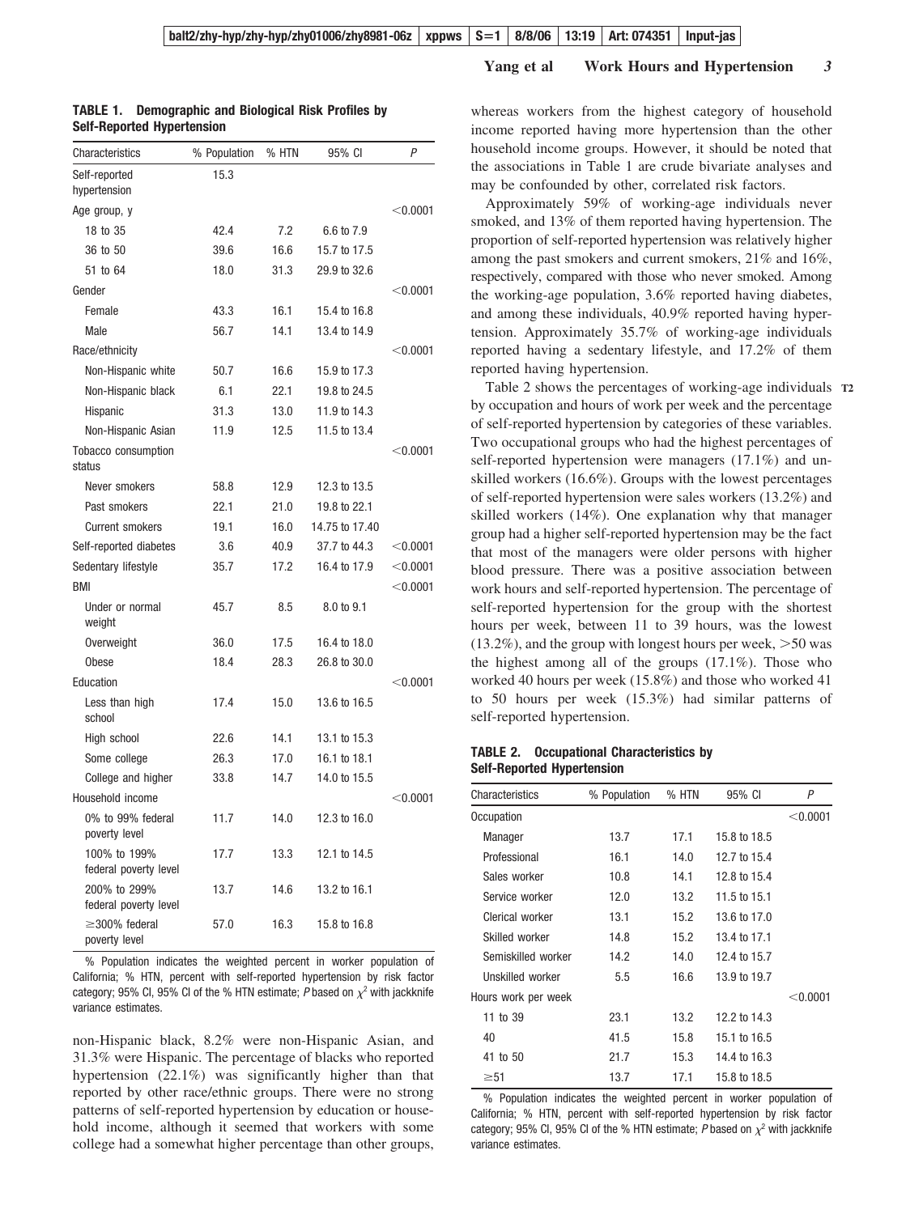**TABLE 1. Demographic and Biological Risk Profiles by Self-Reported Hypertension**

| Characteristics | % Population | % HTN | 95% CI | P |
|---|---|---|---|---|
| Self-reported hypertension | 15.3 | | | |
| Age group, y | | | | <0.0001 |
| 18 to 35 | 42.4 | 7.2 | 6.6 to 7.9 | |
| 36 to 50 | 39.6 | 16.6 | 15.7 to 17.5 | |
| 51 to 64 | 18.0 | 31.3 | 29.9 to 32.6 | |
| Gender | | | | <0.0001 |
| Female | 43.3 | 16.1 | 15.4 to 16.8 | |
| Male | 56.7 | 14.1 | 13.4 to 14.9 | |
| Race/ethnicity | | | | <0.0001 |
| Non-Hispanic white | 50.7 | 16.6 | 15.9 to 17.3 | |
| Non-Hispanic black | 6.1 | 22.1 | 19.8 to 24.5 | |
| Hispanic | 31.3 | 13.0 | 11.9 to 14.3 | |
| Non-Hispanic Asian | 11.9 | 12.5 | 11.5 to 13.4 | |
| Tobacco consumption status | | | | <0.0001 |
| Never smokers | 58.8 | 12.9 | 12.3 to 13.5 | |
| Past smokers | 22.1 | 21.0 | 19.8 to 22.1 | |
| Current smokers | 19.1 | 16.0 | 14.75 to 17.40 | |
| Self-reported diabetes | 3.6 | 40.9 | 37.7 to 44.3 | <0.0001 |
| Sedentary lifestyle | 35.7 | 17.2 | 16.4 to 17.9 | <0.0001 |
| BMI | | | | <0.0001 |
| Under or normal weight | 45.7 | 8.5 | 8.0 to 9.1 | |
| Overweight | 36.0 | 17.5 | 16.4 to 18.0 | |
| Obese | 18.4 | 28.3 | 26.8 to 30.0 | |
| Education | | | | <0.0001 |
| Less than high school | 17.4 | 15.0 | 13.6 to 16.5 | |
| High school | 22.6 | 14.1 | 13.1 to 15.3 | |
| Some college | 26.3 | 17.0 | 16.1 to 18.1 | |
| College and higher | 33.8 | 14.7 | 14.0 to 15.5 | |
| Household income | | | | <0.0001 |
| 0% to 99% federal poverty level | 11.7 | 14.0 | 12.3 to 16.0 | |
| 100% to 199% federal poverty level | 17.7 | 13.3 | 12.1 to 14.5 | |
| 200% to 299% federal poverty level | 13.7 | 14.6 | 13.2 to 16.1 | |
| ≥300% federal poverty level | 57.0 | 16.3 | 15.8 to 16.8 | |

% Population indicates the weighted percent in worker population of California; % HTN, percent with self-reported hypertension by risk factor category; 95% CI, 95% CI of the % HTN estimate; P based on $\chi^2$ with jackknife variance estimates.

non-Hispanic black, 8.2% were non-Hispanic Asian, and 31.3% were Hispanic. The percentage of blacks who reported hypertension (22.1%) was significantly higher than that reported by other race/ethnic groups. There were no strong patterns of self-reported hypertension by education or household income, although it seemed that workers with some college had a somewhat higher percentage than other groups, whereas workers from the highest category of household income reported having more hypertension than the other household income groups. However, it should be noted that the associations in Table 1 are crude bivariate analyses and may be confounded by other, correlated risk factors.

Approximately 59% of working-age individuals never smoked, and 13% of them reported having hypertension. The proportion of self-reported hypertension was relatively higher among the past smokers and current smokers, 21% and 16%, respectively, compared with those who never smoked. Among the working-age population, 3.6% reported having diabetes, and among these individuals, 40.9% reported having hypertension. Approximately 35.7% of working-age individuals reported having a sedentary lifestyle, and 17.2% of them reported having hypertension.

Table 2 shows the percentages of working-age individuals by occupation and hours of work per week and the percentage of self-reported hypertension by categories of these variables. Two occupational groups who had the highest percentages of self-reported hypertension were managers (17.1%) and unskilled workers (16.6%). Groups with the lowest percentages of self-reported hypertension were sales workers (13.2%) and skilled workers (14%). One explanation why that manager group had a higher self-reported hypertension may be the fact that most of the managers were older persons with higher blood pressure. There was a positive association between work hours and self-reported hypertension. The percentage of self-reported hypertension for the group with the shortest hours per week, between 11 to 39 hours, was the lowest (13.2%), and the group with longest hours per week, >50 was the highest among all of the groups (17.1%). Those who worked 40 hours per week (15.8%) and those who worked 41 to 50 hours per week (15.3%) had similar patterns of self-reported hypertension.

**TABLE 2. Occupational Characteristics by Self-Reported Hypertension**

| Characteristics | % Population | % HTN | 95% CI | P |
|---|---|---|---|---|
| Occupation | | | | <0.0001 |
| Manager | 13.7 | 17.1 | 15.8 to 18.5 | |
| Professional | 16.1 | 14.0 | 12.7 to 15.4 | |
| Sales worker | 10.8 | 14.1 | 12.8 to 15.4 | |
| Service worker | 12.0 | 13.2 | 11.5 to 15.1 | |
| Clerical worker | 13.1 | 15.2 | 13.6 to 17.0 | |
| Skilled worker | 14.8 | 15.2 | 13.4 to 17.1 | |
| Semiskilled worker | 14.2 | 14.0 | 12.4 to 15.7 | |
| Unskilled worker | 5.5 | 16.6 | 13.9 to 19.7 | |
| Hours work per week | | | | <0.0001 |
| 11 to 39 | 23.1 | 13.2 | 12.2 to 14.3 | |
| 40 | 41.5 | 15.8 | 15.1 to 16.5 | |
| 41 to 50 | 21.7 | 15.3 | 14.4 to 16.3 | |
| ≥51 | 13.7 | 17.1 | 15.8 to 18.5 | |

% Population indicates the weighted percent in worker population of California; % HTN, percent with self-reported hypertension by risk factor category; 95% CI, 95% CI of the % HTN estimate; P based on $\chi^2$ with jackknife variance estimates.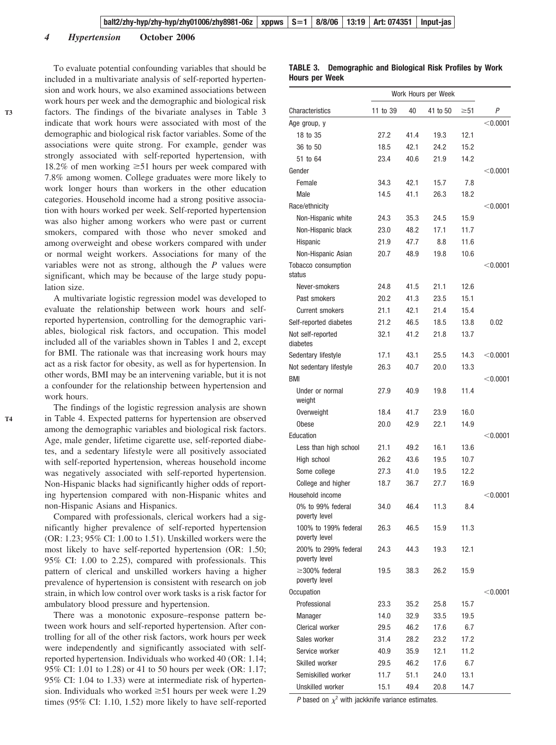To evaluate potential confounding variables that should be included in a multivariate analysis of self-reported hypertension and work hours, we also examined associations between work hours per week and the demographic and biological risk factors. The findings of the bivariate analyses in Table 3 indicate that work hours were associated with most of the demographic and biological risk factor variables. Some of the associations were quite strong. For example, gender was strongly associated with self-reported hypertension, with 18.2% of men working ≥51 hours per week compared with 7.8% among women. College graduates were more likely to work longer hours than workers in the other education categories. Household income had a strong positive association with hours worked per week. Self-reported hypertension was also higher among workers who were past or current smokers, compared with those who never smoked and among overweight and obese workers compared with under or normal weight workers. Associations for many of the variables were not as strong, although the *P* values were significant, which may be because of the large study population size.

A multivariate logistic regression model was developed to evaluate the relationship between work hours and self-reported hypertension, controlling for the demographic variables, biological risk factors, and occupation. This model included all of the variables shown in Tables 1 and 2, except for BMI. The rationale was that increasing work hours may act as a risk factor for obesity, as well as for hypertension. In other words, BMI may be an intervening variable, but it is not a confounder for the relationship between hypertension and work hours.

The findings of the logistic regression analysis are shown in Table 4. Expected patterns for hypertension are observed among the demographic variables and biological risk factors. Age, male gender, lifetime cigarette use, self-reported diabetes, and a sedentary lifestyle were all positively associated with self-reported hypertension, whereas household income was negatively associated with self-reported hypertension. Non-Hispanic blacks had significantly higher odds of reporting hypertension compared with non-Hispanic whites and non-Hispanic Asians and Hispanics.

Compared with professionals, clerical workers had a significantly higher prevalence of self-reported hypertension (OR: 1.23; 95% CI: 1.00 to 1.51). Unskilled workers were the most likely to have self-reported hypertension (OR: 1.50; 95% CI: 1.00 to 2.25), compared with professionals. This pattern of clerical and unskilled workers having a higher prevalence of hypertension is consistent with research on job strain, in which low control over work tasks is a risk factor for ambulatory blood pressure and hypertension.

There was a monotonic exposure–response pattern between work hours and self-reported hypertension. After controlling for all of the other risk factors, work hours per week were independently and significantly associated with self-reported hypertension. Individuals who worked 40 (OR: 1.14; 95% CI: 1.01 to 1.28) or 41 to 50 hours per week (OR: 1.17; 95% CI: 1.04 to 1.33) were at intermediate risk of hypertension. Individuals who worked ≥51 hours per week were 1.29 times (95% CI: 1.10, 1.52) more likely to have self-reported

**TABLE 3. Demographic and Biological Risk Profiles by Work Hours per Week**

| | Work Hours per Week | | | | |
|---|---|---|---|---|---|
| Characteristics | 11 to 39 | 40 | 41 to 50 | ≥51 | *P* |
| Age group, y | | | | | <0.0001 |
| 18 to 35 | 27.2 | 41.4 | 19.3 | 12.1 | |
| 36 to 50 | 18.5 | 42.1 | 24.2 | 15.2 | |
| 51 to 64 | 23.4 | 40.6 | 21.9 | 14.2 | |
| Gender | | | | | <0.0001 |
| Female | 34.3 | 42.1 | 15.7 | 7.8 | |
| Male | 14.5 | 41.1 | 26.3 | 18.2 | |
| Race/ethnicity | | | | | <0.0001 |
| Non-Hispanic white | 24.3 | 35.3 | 24.5 | 15.9 | |
| Non-Hispanic black | 23.0 | 48.2 | 17.1 | 11.7 | |
| Hispanic | 21.9 | 47.7 | 8.8 | 11.6 | |
| Non-Hispanic Asian | 20.7 | 48.9 | 19.8 | 10.6 | |
| Tobacco consumption status | | | | | <0.0001 |
| Never-smokers | 24.8 | 41.5 | 21.1 | 12.6 | |
| Past smokers | 20.2 | 41.3 | 23.5 | 15.1 | |
| Current smokers | 21.1 | 42.1 | 21.4 | 15.4 | |
| Self-reported diabetes | 21.2 | 46.5 | 18.5 | 13.8 | 0.02 |
| Not self-reported diabetes | 32.1 | 41.2 | 21.8 | 13.7 | |
| Sedentary lifestyle | 17.1 | 43.1 | 25.5 | 14.3 | <0.0001 |
| Not sedentary lifestyle | 26.3 | 40.7 | 20.0 | 13.3 | |
| BMI | | | | | <0.0001 |
| Under or normal weight | 27.9 | 40.9 | 19.8 | 11.4 | |
| Overweight | 18.4 | 41.7 | 23.9 | 16.0 | |
| Obese | 20.0 | 42.9 | 22.1 | 14.9 | |
| Education | | | | | <0.0001 |
| Less than high school | 21.1 | 49.2 | 16.1 | 13.6 | |
| High school | 26.2 | 43.6 | 19.5 | 10.7 | |
| Some college | 27.3 | 41.0 | 19.5 | 12.2 | |
| College and higher | 18.7 | 36.7 | 27.7 | 16.9 | |
| Household income | | | | | <0.0001 |
| 0% to 99% federal poverty level | 34.0 | 46.4 | 11.3 | 8.4 | |
| 100% to 199% federal poverty level | 26.3 | 46.5 | 15.9 | 11.3 | |
| 200% to 299% federal poverty level | 24.3 | 44.3 | 19.3 | 12.1 | |
| ≥300% federal poverty level | 19.5 | 38.3 | 26.2 | 15.9 | |
| Occupation | | | | | <0.0001 |
| Professional | 23.3 | 35.2 | 25.8 | 15.7 | |
| Manager | 14.0 | 32.9 | 33.5 | 19.5 | |
| Clerical worker | 29.5 | 46.2 | 17.6 | 6.7 | |
| Sales worker | 31.4 | 28.2 | 23.2 | 17.2 | |
| Service worker | 40.9 | 35.9 | 12.1 | 11.2 | |
| Skilled worker | 29.5 | 46.2 | 17.6 | 6.7 | |
| Semiskilled worker | 11.7 | 51.1 | 24.0 | 13.1 | |
| Unskilled worker | 15.1 | 49.4 | 20.8 | 14.7 | |

*P* based on $\chi^2$ with jackknife variance estimates.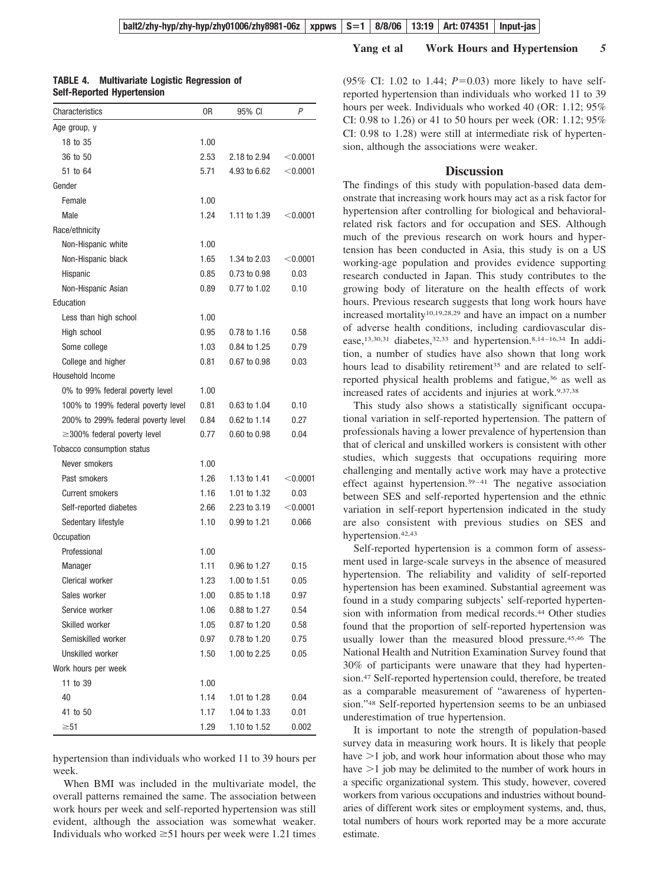**TABLE 4. Multivariate Logistic Regression of Self-Reported Hypertension**

| Characteristics | OR | 95% CI | P |
|---|---|---|---|
| Age group, y | | | |
| 18 to 35 | 1.00 | | |
| 36 to 50 | 2.53 | 2.18 to 2.94 | <0.0001 |
| 51 to 64 | 5.71 | 4.93 to 6.62 | <0.0001 |
| Gender | | | |
| Female | 1.00 | | |
| Male | 1.24 | 1.11 to 1.39 | <0.0001 |
| Race/ethnicity | | | |
| Non-Hispanic white | 1.00 | | |
| Non-Hispanic black | 1.65 | 1.34 to 2.03 | <0.0001 |
| Hispanic | 0.85 | 0.73 to 0.98 | 0.03 |
| Non-Hispanic Asian | 0.89 | 0.77 to 1.02 | 0.10 |
| Education | | | |
| Less than high school | 1.00 | | |
| High school | 0.95 | 0.78 to 1.16 | 0.58 |
| Some college | 1.03 | 0.84 to 1.25 | 0.79 |
| College and higher | 0.81 | 0.67 to 0.98 | 0.03 |
| Household Income | | | |
| 0% to 99% federal poverty level | 1.00 | | |
| 100% to 199% federal poverty level | 0.81 | 0.63 to 1.04 | 0.10 |
| 200% to 299% federal poverty level | 0.84 | 0.62 to 1.14 | 0.27 |
| ≥300% federal poverty level | 0.77 | 0.60 to 0.98 | 0.04 |
| Tobacco consumption status | | | |
| Never smokers | 1.00 | | |
| Past smokers | 1.26 | 1.13 to 1.41 | <0.0001 |
| Current smokers | 1.16 | 1.01 to 1.32 | 0.03 |
| Self-reported diabetes | 2.66 | 2.23 to 3.19 | <0.0001 |
| Sedentary lifestyle | 1.10 | 0.99 to 1.21 | 0.066 |
| Occupation | | | |
| Professional | 1.00 | | |
| Manager | 1.11 | 0.96 to 1.27 | 0.15 |
| Clerical worker | 1.23 | 1.00 to 1.51 | 0.05 |
| Sales worker | 1.00 | 0.85 to 1.18 | 0.97 |
| Service worker | 1.06 | 0.88 to 1.27 | 0.54 |
| Skilled worker | 1.05 | 0.87 to 1.20 | 0.58 |
| Semiskilled worker | 0.97 | 0.78 to 1.20 | 0.75 |
| Unskilled worker | 1.50 | 1.00 to 2.25 | 0.05 |
| Work hours per week | | | |
| 11 to 39 | 1.00 | | |
| 40 | 1.14 | 1.01 to 1.28 | 0.04 |
| 41 to 50 | 1.17 | 1.04 to 1.33 | 0.01 |
| ≥51 | 1.29 | 1.10 to 1.52 | 0.002 |

hypertension than individuals who worked 11 to 39 hours per week.

When BMI was included in the multivariate model, the overall patterns remained the same. The association between work hours per week and self-reported hypertension was still evident, although the association was somewhat weaker. Individuals who worked ≥51 hours per week were 1.21 times (95% CI: 1.02 to 1.44; $P=0.03$) more likely to have self-reported hypertension than individuals who worked 11 to 39 hours per week. Individuals who worked 40 (OR: 1.12; 95% CI: 0.98 to 1.26) or 41 to 50 hours per week (OR: 1.12; 95% CI: 0.98 to 1.28) were still at intermediate risk of hypertension, although the associations were weaker.

## Discussion

The findings of this study with population-based data demonstrate that increasing work hours may act as a risk factor for hypertension after controlling for biological and behavioral-related risk factors and for occupation and SES. Although much of the previous research on work hours and hypertension has been conducted in Asia, this study is on a US working-age population and provides evidence supporting research conducted in Japan. This study contributes to the growing body of literature on the health effects of work hours. Previous research suggests that long work hours have increased mortality[10,19,28,29] and have an impact on a number of adverse health conditions, including cardiovascular disease,[13,30,31] diabetes,[32,33] and hypertension.[8,14–16,34] In addition, a number of studies have also shown that long work hours lead to disability retirement[35] and are related to self-reported physical health problems and fatigue,[36] as well as increased rates of accidents and injuries at work.[9,37,38]

This study also shows a statistically significant occupational variation in self-reported hypertension. The pattern of professionals having a lower prevalence of hypertension than that of clerical and unskilled workers is consistent with other studies, which suggests that occupations requiring more challenging and mentally active work may have a protective effect against hypertension.[39–41] The negative association between SES and self-reported hypertension and the ethnic variation in self-report hypertension indicated in the study are also consistent with previous studies on SES and hypertension.[42,43]

Self-reported hypertension is a common form of assessment used in large-scale surveys in the absence of measured hypertension. The reliability and validity of self-reported hypertension has been examined. Substantial agreement was found in a study comparing subjects' self-reported hypertension with information from medical records.[44] Other studies found that the proportion of self-reported hypertension was usually lower than the measured blood pressure.[45,46] The National Health and Nutrition Examination Survey found that 30% of participants were unaware that they had hypertension.[47] Self-reported hypertension could, therefore, be treated as a comparable measurement of "awareness of hypertension."[48] Self-reported hypertension seems to be an unbiased underestimation of true hypertension.

It is important to note the strength of population-based survey data in measuring work hours. It is likely that people have >1 job, and work hour information about those who may have >1 job may be delimited to the number of work hours in a specific organizational system. This study, however, covered workers from various occupations and industries without boundaries of different work sites or employment systems, and, thus, total numbers of hours work reported may be a more accurate estimate.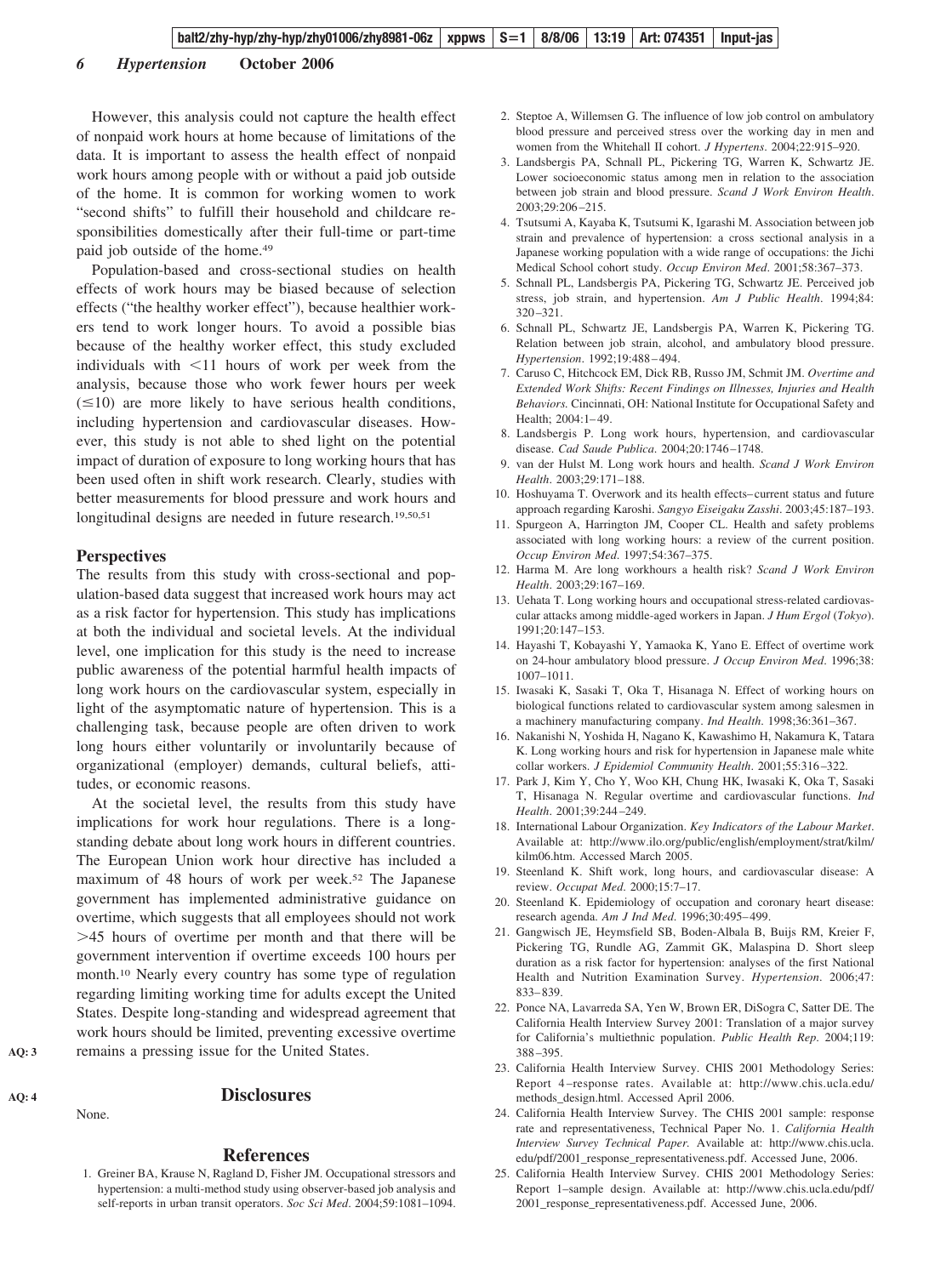However, this analysis could not capture the health effect of nonpaid work hours at home because of limitations of the data. It is important to assess the health effect of nonpaid work hours among people with or without a paid job outside of the home. It is common for working women to work "second shifts" to fulfill their household and childcare responsibilities domestically after their full-time or part-time paid job outside of the home.[49]

Population-based and cross-sectional studies on health effects of work hours may be biased because of selection effects ("the healthy worker effect"), because healthier workers tend to work longer hours. To avoid a possible bias because of the healthy worker effect, this study excluded individuals with <11 hours of work per week from the analysis, because those who work fewer hours per week (≤10) are more likely to have serious health conditions, including hypertension and cardiovascular diseases. However, this study is not able to shed light on the potential impact of duration of exposure to long working hours that has been used often in shift work research. Clearly, studies with better measurements for blood pressure and work hours and longitudinal designs are needed in future research.[19,50,51]

## Perspectives

The results from this study with cross-sectional and population-based data suggest that increased work hours may act as a risk factor for hypertension. This study has implications at both the individual and societal levels. At the individual level, one implication for this study is the need to increase public awareness of the potential harmful health impacts of long work hours on the cardiovascular system, especially in light of the asymptomatic nature of hypertension. This is a challenging task, because people are often driven to work long hours either voluntarily or involuntarily because of organizational (employer) demands, cultural beliefs, attitudes, or economic reasons.

At the societal level, the results from this study have implications for work hour regulations. There is a longstanding debate about long work hours in different countries. The European Union work hour directive has included a maximum of 48 hours of work per week.[52] The Japanese government has implemented administrative guidance on overtime, which suggests that all employees should not work >45 hours of overtime per month and that there will be government intervention if overtime exceeds 100 hours per month.[10] Nearly every country has some type of regulation regarding limiting working time for adults except the United States. Despite long-standing and widespread agreement that work hours should be limited, preventing excessive overtime remains a pressing issue for the United States.

## Disclosures

None.

## References

1. Greiner BA, Krause N, Ragland D, Fisher JM. Occupational stressors and hypertension: a multi-method study using observer-based job analysis and self-reports in urban transit operators. *Soc Sci Med*. 2004;59:1081–1094.
2. Steptoe A, Willemsen G. The influence of low job control on ambulatory blood pressure and perceived stress over the working day in men and women from the Whitehall II cohort. *J Hypertens*. 2004;22:915–920.
3. Landsbergis PA, Schnall PL, Pickering TG, Warren K, Schwartz JE. Lower socioeconomic status among men in relation to the association between job strain and blood pressure. *Scand J Work Environ Health*. 2003;29:206–215.
4. Tsutsumi A, Kayaba K, Tsutsumi K, Igarashi M. Association between job strain and prevalence of hypertension: a cross sectional analysis in a Japanese working population with a wide range of occupations: the Jichi Medical School cohort study. *Occup Environ Med*. 2001;58:367–373.
5. Schnall PL, Landsbergis PA, Pickering TG, Schwartz JE. Perceived job stress, job strain, and hypertension. *Am J Public Health*. 1994;84: 320–321.
6. Schnall PL, Schwartz JE, Landsbergis PA, Warren K, Pickering TG. Relation between job strain, alcohol, and ambulatory blood pressure. *Hypertension*. 1992;19:488–494.
7. Caruso C, Hitchcock EM, Dick RB, Russo JM, Schmit JM. *Overtime and Extended Work Shifts: Recent Findings on Illnesses, Injuries and Health Behaviors*. Cincinnati, OH: National Institute for Occupational Safety and Health; 2004:1–49.
8. Landsbergis P. Long work hours, hypertension, and cardiovascular disease. *Cad Saude Publica*. 2004;20:1746–1748.
9. van der Hulst M. Long work hours and health. *Scand J Work Environ Health*. 2003;29:171–188.
10. Hoshuyama T. Overwork and its health effects–current status and future approach regarding Karoshi. *Sangyo Eiseigaku Zasshi*. 2003;45:187–193.
11. Spurgeon A, Harrington JM, Cooper CL. Health and safety problems associated with long working hours: a review of the current position. *Occup Environ Med*. 1997;54:367–375.
12. Harma M. Are long workhours a health risk? *Scand J Work Environ Health*. 2003;29:167–169.
13. Uehata T. Long working hours and occupational stress-related cardiovascular attacks among middle-aged workers in Japan. *J Hum Ergol* (*Tokyo*). 1991;20:147–153.
14. Hayashi T, Kobayashi Y, Yamaoka K, Yano E. Effect of overtime work on 24-hour ambulatory blood pressure. *J Occup Environ Med*. 1996;38: 1007–1011.
15. Iwasaki K, Sasaki T, Oka T, Hisanaga N. Effect of working hours on biological functions related to cardiovascular system among salesmen in a machinery manufacturing company. *Ind Health*. 1998;36:361–367.
16. Nakanishi N, Yoshida H, Nagano K, Kawashimo H, Nakamura K, Tatara K. Long working hours and risk for hypertension in Japanese male white collar workers. *J Epidemiol Community Health*. 2001;55:316–322.
17. Park J, Kim Y, Cho Y, Woo KH, Chung HK, Iwasaki K, Oka T, Sasaki T, Hisanaga N. Regular overtime and cardiovascular functions. *Ind Health*. 2001;39:244–249.
18. International Labour Organization. *Key Indicators of the Labour Market*. Available at: http://www.ilo.org/public/english/employment/strat/kilm/kilm06.htm. Accessed March 2005.
19. Steenland K. Shift work, long hours, and cardiovascular disease: A review. *Occupat Med*. 2000;15:7–17.
20. Steenland K. Epidemiology of occupation and coronary heart disease: research agenda. *Am J Ind Med*. 1996;30:495–499.
21. Gangwisch JE, Heymsfield SB, Boden-Albala B, Buijs RM, Kreier F, Pickering TG, Rundle AG, Zammit GK, Malaspina D. Short sleep duration as a risk factor for hypertension: analyses of the first National Health and Nutrition Examination Survey. *Hypertension*. 2006;47: 833–839.
22. Ponce NA, Lavarreda SA, Yen W, Brown ER, DiSogra C, Satter DE. The California Health Interview Survey 2001: Translation of a major survey for California's multiethnic population. *Public Health Rep*. 2004;119: 388–395.
23. California Health Interview Survey. CHIS 2001 Methodology Series: Report 4–response rates. Available at: http://www.chis.ucla.edu/methods_design.html. Accessed April 2006.
24. California Health Interview Survey. The CHIS 2001 sample: response rate and representativeness, Technical Paper No. 1. *California Health Interview Survey Technical Paper*. Available at: http://www.chis.ucla.edu/pdf/2001_response_representativeness.pdf. Accessed June, 2006.
25. California Health Interview Survey. CHIS 2001 Methodology Series: Report 1–sample design. Available at: http://www.chis.ucla.edu/pdf/2001_response_representativeness.pdf. Accessed June, 2006.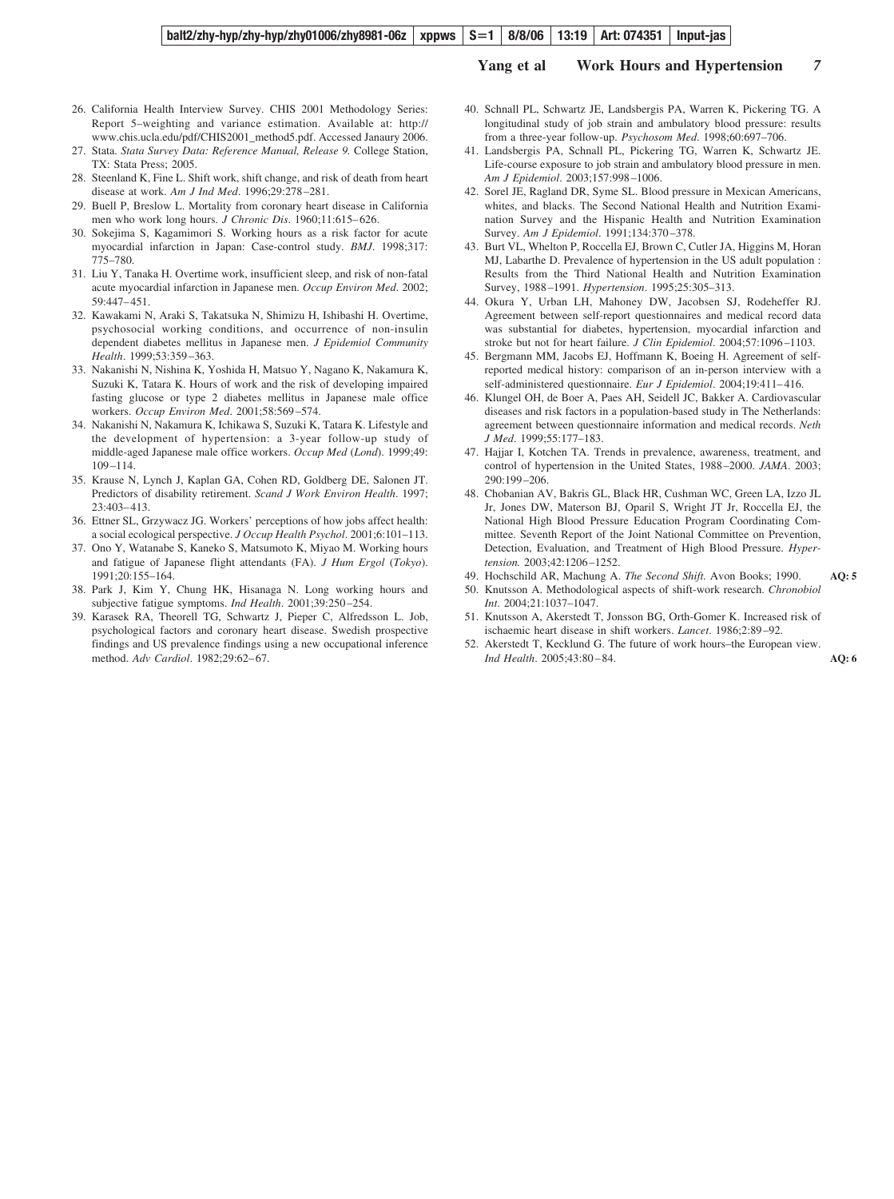26. California Health Interview Survey. CHIS 2001 Methodology Series: Report 5–weighting and variance estimation. Available at: http://www.chis.ucla.edu/pdf/CHIS2001_method5.pdf. Accessed Janaury 2006.
27. Stata. *Stata Survey Data: Reference Manual, Release 9.* College Station, TX: Stata Press; 2005.
28. Steenland K, Fine L. Shift work, shift change, and risk of death from heart disease at work. *Am J Ind Med*. 1996;29:278–281.
29. Buell P, Breslow L. Mortality from coronary heart disease in California men who work long hours. *J Chronic Dis*. 1960;11:615–626.
30. Sokejima S, Kagamimori S. Working hours as a risk factor for acute myocardial infarction in Japan: Case-control study. *BMJ*. 1998;317: 775–780.
31. Liu Y, Tanaka H. Overtime work, insufficient sleep, and risk of non-fatal acute myocardial infarction in Japanese men. *Occup Environ Med*. 2002; 59:447–451.
32. Kawakami N, Araki S, Takatsuka N, Shimizu H, Ishibashi H. Overtime, psychosocial working conditions, and occurrence of non-insulin dependent diabetes mellitus in Japanese men. *J Epidemiol Community Health*. 1999;53:359–363.
33. Nakanishi N, Nishina K, Yoshida H, Matsuo Y, Nagano K, Nakamura K, Suzuki K, Tatara K. Hours of work and the risk of developing impaired fasting glucose or type 2 diabetes mellitus in Japanese male office workers. *Occup Environ Med*. 2001;58:569–574.
34. Nakanishi N, Nakamura K, Ichikawa S, Suzuki K, Tatara K. Lifestyle and the development of hypertension: a 3-year follow-up study of middle-aged Japanese male office workers. *Occup Med* (*Lond*). 1999;49: 109–114.
35. Krause N, Lynch J, Kaplan GA, Cohen RD, Goldberg DE, Salonen JT. Predictors of disability retirement. *Scand J Work Environ Health*. 1997; 23:403–413.
36. Ettner SL, Grzywacz JG. Workers' perceptions of how jobs affect health: a social ecological perspective. *J Occup Health Psychol*. 2001;6:101–113.
37. Ono Y, Watanabe S, Kaneko S, Matsumoto K, Miyao M. Working hours and fatigue of Japanese flight attendants (FA). *J Hum Ergol* (*Tokyo*). 1991;20:155–164.
38. Park J, Kim Y, Chung HK, Hisanaga N. Long working hours and subjective fatigue symptoms. *Ind Health*. 2001;39:250–254.
39. Karasek RA, Theorell TG, Schwartz J, Pieper C, Alfredsson L. Job, psychological factors and coronary heart disease. Swedish prospective findings and US prevalence findings using a new occupational inference method. *Adv Cardiol*. 1982;29:62–67.
40. Schnall PL, Schwartz JE, Landsbergis PA, Warren K, Pickering TG. A longitudinal study of job strain and ambulatory blood pressure: results from a three-year follow-up. *Psychosom Med*. 1998;60:697–706.
41. Landsbergis PA, Schnall PL, Pickering TG, Warren K, Schwartz JE. Life-course exposure to job strain and ambulatory blood pressure in men. *Am J Epidemiol*. 2003;157:998–1006.
42. Sorel JE, Ragland DR, Syme SL. Blood pressure in Mexican Americans, whites, and blacks. The Second National Health and Nutrition Examination Survey and the Hispanic Health and Nutrition Examination Survey. *Am J Epidemiol*. 1991;134:370–378.
43. Burt VL, Whelton P, Roccella EJ, Brown C, Cutler JA, Higgins M, Horan MJ, Labarthe D. Prevalence of hypertension in the US adult population : Results from the Third National Health and Nutrition Examination Survey, 1988–1991. *Hypertension*. 1995;25:305–313.
44. Okura Y, Urban LH, Mahoney DW, Jacobsen SJ, Rodeheffer RJ. Agreement between self-report questionnaires and medical record data was substantial for diabetes, hypertension, myocardial infarction and stroke but not for heart failure. *J Clin Epidemiol*. 2004;57:1096–1103.
45. Bergmann MM, Jacobs EJ, Hoffmann K, Boeing H. Agreement of self-reported medical history: comparison of an in-person interview with a self-administered questionnaire. *Eur J Epidemiol*. 2004;19:411–416.
46. Klungel OH, de Boer A, Paes AH, Seidell JC, Bakker A. Cardiovascular diseases and risk factors in a population-based study in The Netherlands: agreement between questionnaire information and medical records. *Neth J Med*. 1999;55:177–183.
47. Hajjar I, Kotchen TA. Trends in prevalence, awareness, treatment, and control of hypertension in the United States, 1988–2000. *JAMA*. 2003; 290:199–206.
48. Chobanian AV, Bakris GL, Black HR, Cushman WC, Green LA, Izzo JL Jr, Jones DW, Materson BJ, Oparil S, Wright JT Jr, Roccella EJ, the National High Blood Pressure Education Program Coordinating Committee. Seventh Report of the Joint National Committee on Prevention, Detection, Evaluation, and Treatment of High Blood Pressure. *Hypertension.* 2003;42:1206–1252.
49. Hochschild AR, Machung A. *The Second Shift.* Avon Books; 1990. **AQ: 5**
50. Knutsson A. Methodological aspects of shift-work research. *Chronobiol Int*. 2004;21:1037–1047.
51. Knutsson A, Akerstedt T, Jonsson BG, Orth-Gomer K. Increased risk of ischaemic heart disease in shift workers. *Lancet*. 1986;2:89–92.
52. Akerstedt T, Kecklund G. The future of work hours–the European view. *Ind Health*. 2005;43:80–84. **AQ: 6**